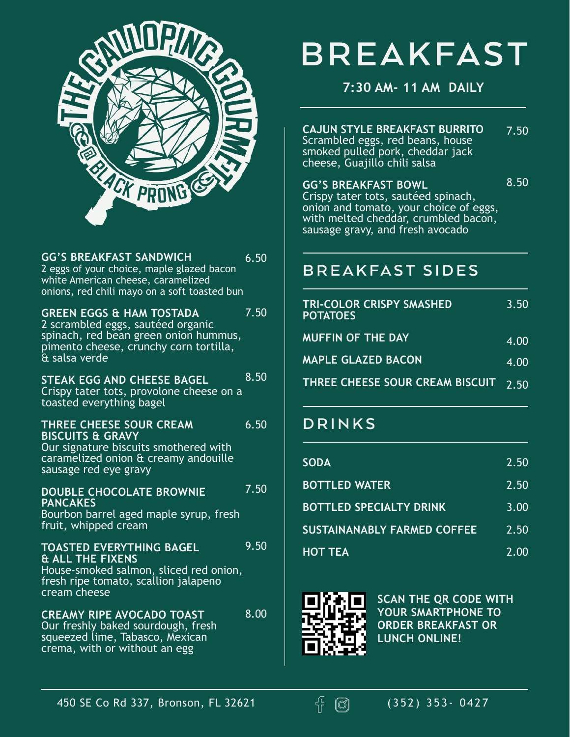THE GALLOPING GOURMET @ BLACK PRONG

**GG'S BREAKFAST SANDWICH** 6.50
2 eggs of your choice, maple glazed bacon white American cheese, caramelized onions, red chili mayo on a soft toasted bun

**GREEN EGGS & HAM TOSTADA** 7.50
2 scrambled eggs, sautéed organic spinach, red bean green onion hummus, pimento cheese, crunchy corn tortilla, & salsa verde

**STEAK EGG AND CHEESE BAGEL** 8.50
Crispy tater tots, provolone cheese on a toasted everything bagel

**THREE CHEESE SOUR CREAM BISCUITS & GRAVY** 6.50
Our signature biscuits smothered with caramelized onion & creamy andouille sausage red eye gravy

**DOUBLE CHOCOLATE BROWNIE PANCAKES** 7.50
Bourbon barrel aged maple syrup, fresh fruit, whipped cream

**TOASTED EVERYTHING BAGEL & ALL THE FIXENS** 9.50
House-smoked salmon, sliced red onion, fresh ripe tomato, scallion jalapeno cream cheese

**CREAMY RIPE AVOCADO TOAST** 8.00
Our freshly baked sourdough, fresh squeezed lime, Tabasco, Mexican crema, with or without an egg

# BREAKFAST

**7:30 AM- 11 AM DAILY**

**CAJUN STYLE BREAKFAST BURRITO** 7.50
Scrambled eggs, red beans, house smoked pulled pork, cheddar jack cheese, Guajillo chili salsa

**GG'S BREAKFAST BOWL** 8.50
Crispy tater tots, sautéed spinach, onion and tomato, your choice of eggs, with melted cheddar, crumbled bacon, sausage gravy, and fresh avocado

## BREAKFAST SIDES

| | |
|---|---|
| **TRI-COLOR CRISPY SMASHED POTATOES** | 3.50 |
| **MUFFIN OF THE DAY** | 4.00 |
| **MAPLE GLAZED BACON** | 4.00 |
| **THREE CHEESE SOUR CREAM BISCUIT** | 2.50 |

## DRINKS

| | |
|---|---|
| **SODA** | 2.50 |
| **BOTTLED WATER** | 2.50 |
| **BOTTLED SPECIALTY DRINK** | 3.00 |
| **SUSTAINANABLY FARMED COFFEE** | 2.50 |
| **HOT TEA** | 2.00 |

**SCAN THE QR CODE WITH YOUR SMARTPHONE TO ORDER BREAKFAST OR LUNCH ONLINE!**

450 SE Co Rd 337, Bronson, FL 32621

(352) 353- 0427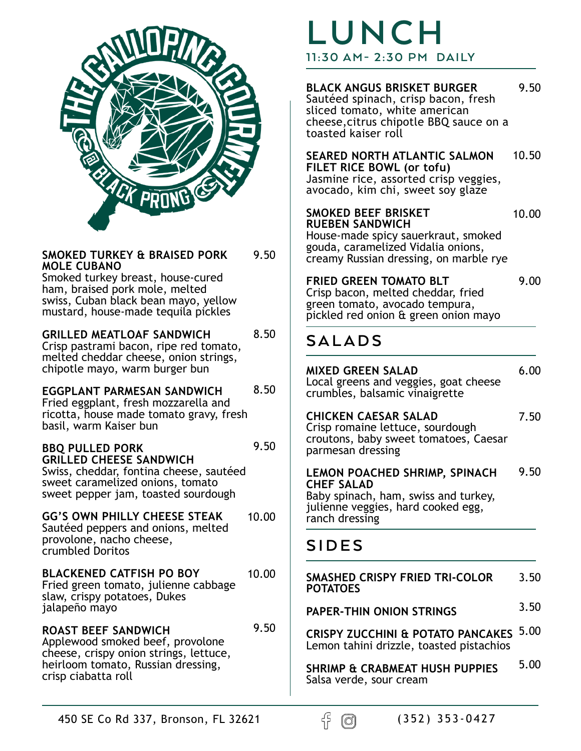THE GALLOPING GOURMET @ BLACK PRONG

**SMOKED TURKEY & BRAISED PORK MOLE CUBANO** 9.50
Smoked turkey breast, house-cured ham, braised pork mole, melted swiss, Cuban black bean mayo, yellow mustard, house-made tequila pickles

**GRILLED MEATLOAF SANDWICH** 8.50
Crisp pastrami bacon, ripe red tomato, melted cheddar cheese, onion strings, chipotle mayo, warm burger bun

**EGGPLANT PARMESAN SANDWICH** 8.50
Fried eggplant, fresh mozzarella and ricotta, house made tomato gravy, fresh basil, warm Kaiser bun

**BBQ PULLED PORK GRILLED CHEESE SANDWICH** 9.50
Swiss, cheddar, fontina cheese, sautéed sweet caramelized onions, tomato sweet pepper jam, toasted sourdough

**GG'S OWN PHILLY CHEESE STEAK** 10.00
Sautéed peppers and onions, melted provolone, nacho cheese, crumbled Doritos

**BLACKENED CATFISH PO BOY** 10.00
Fried green tomato, julienne cabbage slaw, crispy potatoes, Dukes jalapeño mayo

**ROAST BEEF SANDWICH** 9.50
Applewood smoked beef, provolone cheese, crispy onion strings, lettuce, heirloom tomato, Russian dressing, crisp ciabatta roll

# LUNCH

11:30 AM- 2:30 PM DAILY

**BLACK ANGUS BRISKET BURGER** 9.50
Sautéed spinach, crisp bacon, fresh sliced tomato, white american cheese,citrus chipotle BBQ sauce on a toasted kaiser roll

**SEARED NORTH ATLANTIC SALMON FILET RICE BOWL (or tofu)** 10.50
Jasmine rice, assorted crisp veggies, avocado, kim chi, sweet soy glaze

**SMOKED BEEF BRISKET RUEBEN SANDWICH** 10.00
House-made spicy sauerkraut, smoked gouda, caramelized Vidalia onions, creamy Russian dressing, on marble rye

**FRIED GREEN TOMATO BLT** 9.00
Crisp bacon, melted cheddar, fried green tomato, avocado tempura, pickled red onion & green onion mayo

## SALADS

**MIXED GREEN SALAD** 6.00
Local greens and veggies, goat cheese crumbles, balsamic vinaigrette

**CHICKEN CAESAR SALAD** 7.50
Crisp romaine lettuce, sourdough croutons, baby sweet tomatoes, Caesar parmesan dressing

**LEMON POACHED SHRIMP, SPINACH CHEF SALAD** 9.50
Baby spinach, ham, swiss and turkey, julienne veggies, hard cooked egg, ranch dressing

## SIDES

**SMASHED CRISPY FRIED TRI-COLOR POTATOES** 3.50

**PAPER-THIN ONION STRINGS** 3.50

**CRISPY ZUCCHINI & POTATO PANCAKES** 5.00
Lemon tahini drizzle, toasted pistachios

**SHRIMP & CRABMEAT HUSH PUPPIES** 5.00
Salsa verde, sour cream

450 SE Co Rd 337, Bronson, FL 32621 (352) 353-0427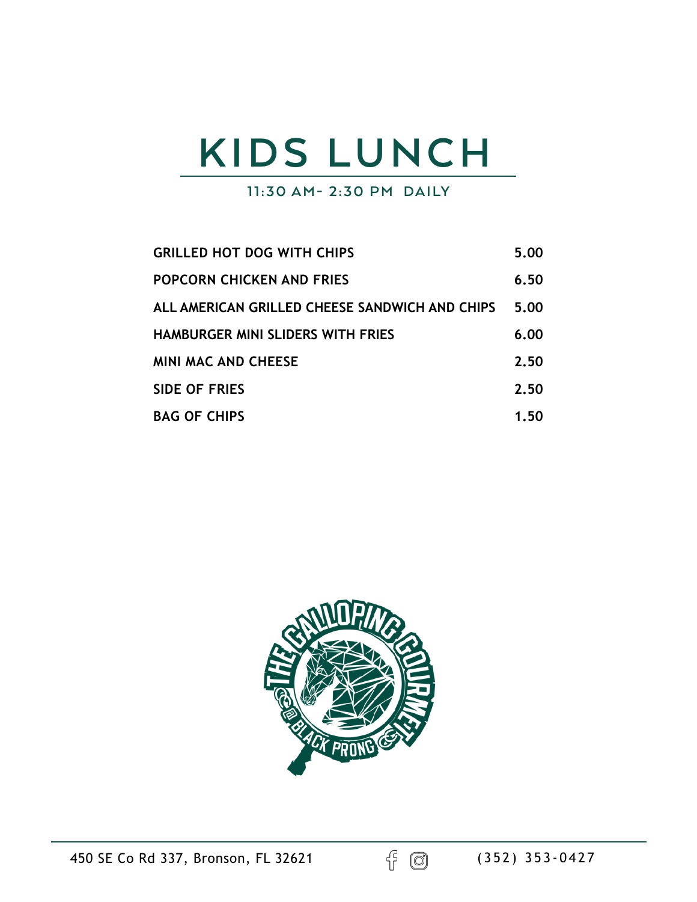# KIDS LUNCH

## 11:30 AM- 2:30 PM DAILY

| | |
|---|---|
| **GRILLED HOT DOG WITH CHIPS** | **5.00** |
| **POPCORN CHICKEN AND FRIES** | **6.50** |
| **ALL AMERICAN GRILLED CHEESE SANDWICH AND CHIPS** | **5.00** |
| **HAMBURGER MINI SLIDERS WITH FRIES** | **6.00** |
| **MINI MAC AND CHEESE** | **2.50** |
| **SIDE OF FRIES** | **2.50** |
| **BAG OF CHIPS** | **1.50** |

THE GALLOPING GOURMET @ BLACK PRONG

450 SE Co Rd 337, Bronson, FL 32621 (352) 353-0427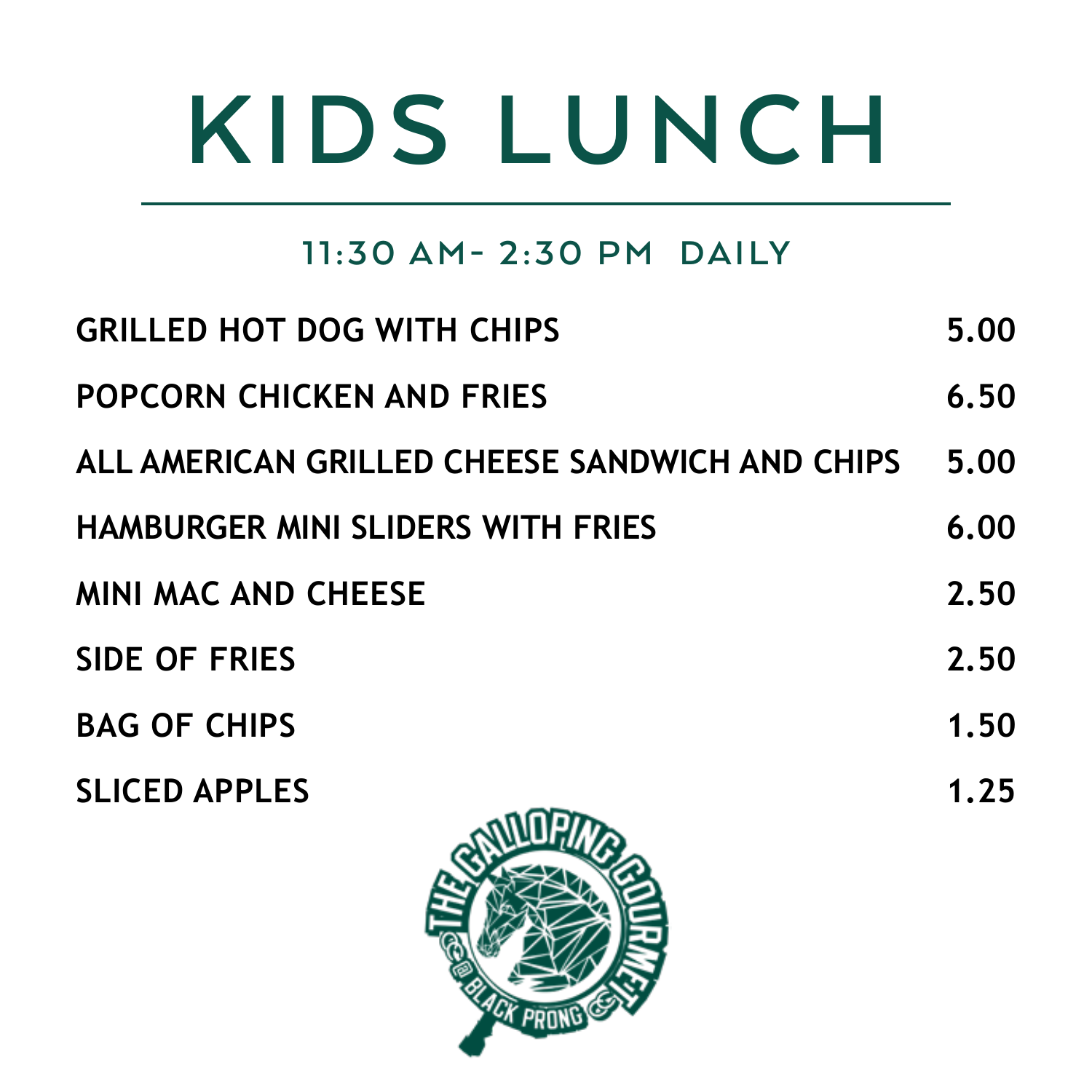# KIDS LUNCH

## 11:30 AM- 2:30 PM DAILY

| | |
|---|---|
| **GRILLED HOT DOG WITH CHIPS** | **5.00** |
| **POPCORN CHICKEN AND FRIES** | **6.50** |
| **ALL AMERICAN GRILLED CHEESE SANDWICH AND CHIPS** | **5.00** |
| **HAMBURGER MINI SLIDERS WITH FRIES** | **6.00** |
| **MINI MAC AND CHEESE** | **2.50** |
| **SIDE OF FRIES** | **2.50** |
| **BAG OF CHIPS** | **1.50** |
| **SLICED APPLES** | **1.25** |

THE GALLOPING GOURMET @ BLACK PRONG